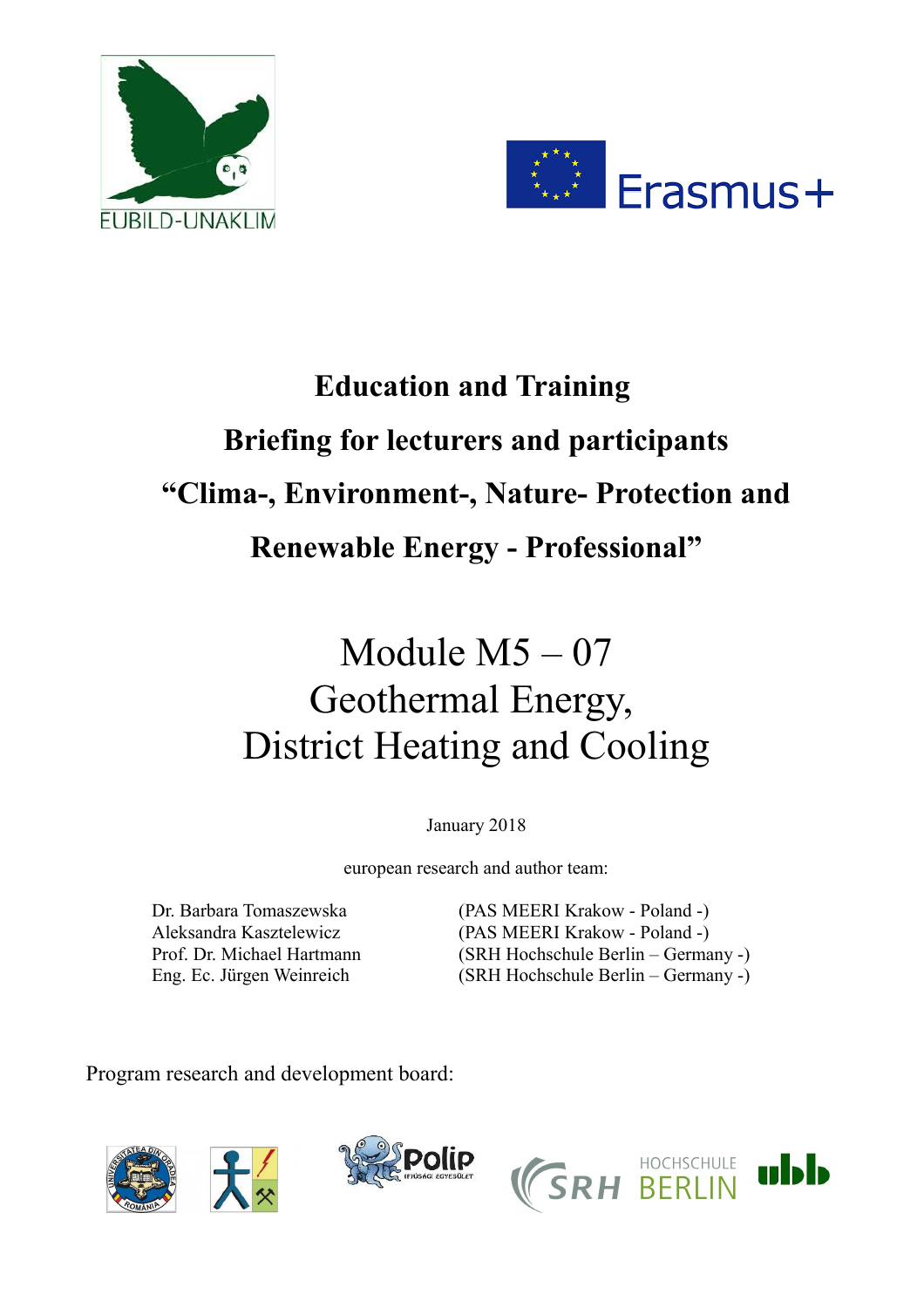EUBILD-UNAKLIM

Erasmus+

# Education and Training

## Briefing for lecturers and participants

## "Clima-, Environment-, Nature- Protection and Renewable Energy - Professional"

# Module M5 – 07
# Geothermal Energy, District Heating and Cooling

January 2018

european research and author team:

| | |
|---|---|
| Dr. Barbara Tomaszewska | (PAS MEERI Krakow - Poland -) |
| Aleksandra Kasztelewicz | (PAS MEERI Krakow - Poland -) |
| Prof. Dr. Michael Hartmann | (SRH Hochschule Berlin – Germany -) |
| Eng. Ec. Jürgen Weinreich | (SRH Hochschule Berlin – Germany -) |

Program research and development board: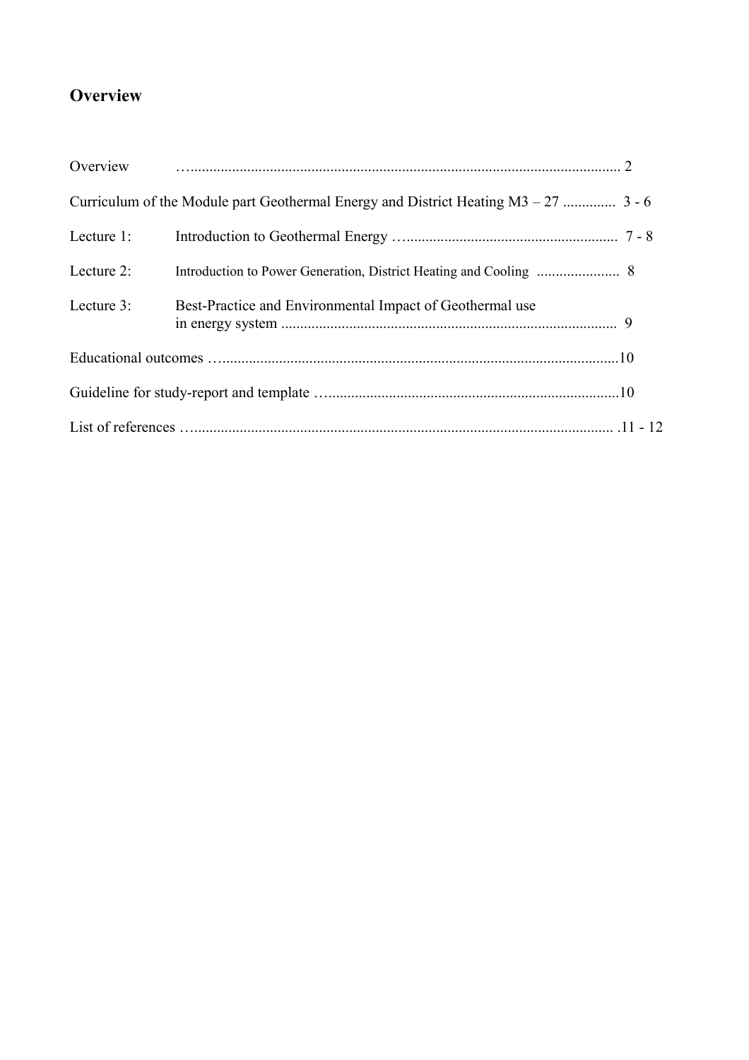## Overview

| | | |
|---|---|---|
| Overview | | 2 |
| Curriculum of the Module part Geothermal Energy and District Heating M3 – 27 | | 3 - 6 |
| Lecture 1: | Introduction to Geothermal Energy | 7 - 8 |
| Lecture 2: | Introduction to Power Generation, District Heating and Cooling | 8 |
| Lecture 3: | Best-Practice and Environmental Impact of Geothermal use in energy system | 9 |
| Educational outcomes | | 10 |
| Guideline for study-report and template | | 10 |
| List of references | | 11 - 12 |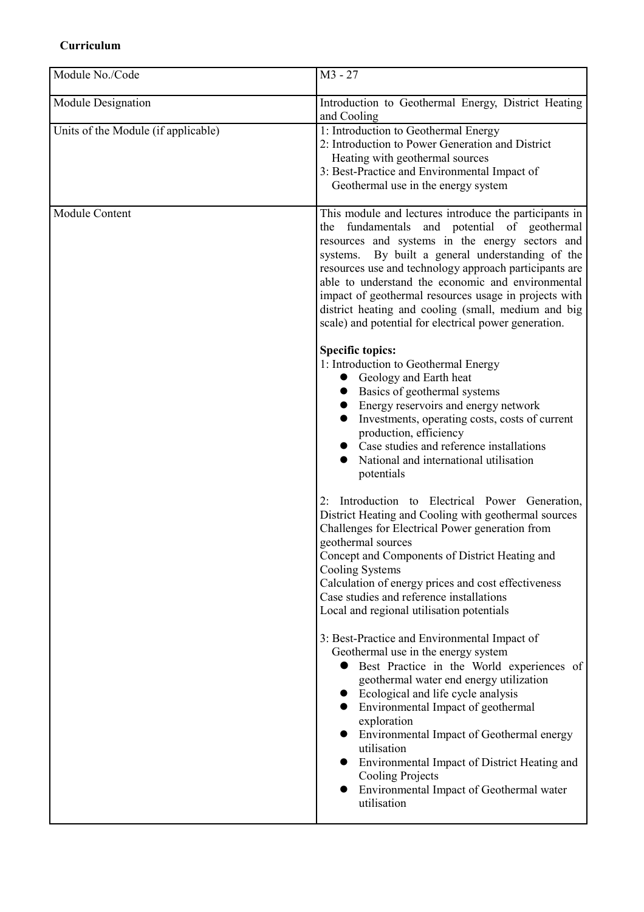**Curriculum**

| Module No./Code | M3 - 27 |
|---|---|
| Module Designation | Introduction to Geothermal Energy, District Heating and Cooling |
| Units of the Module (if applicable) | 1: Introduction to Geothermal Energy<br>2: Introduction to Power Generation and District Heating with geothermal sources<br>3: Best-Practice and Environmental Impact of Geothermal use in the energy system |
| Module Content | This module and lectures introduce the participants in the fundamentals and potential of geothermal resources and systems in the energy sectors and systems. By built a general understanding of the resources use and technology approach participants are able to understand the economic and environmental impact of geothermal resources usage in projects with district heating and cooling (small, medium and big scale) and potential for electrical power generation.<br><br>**Specific topics:**<br>1: Introduction to Geothermal Energy<br>● Geology and Earth heat<br>● Basics of geothermal systems<br>● Energy reservoirs and energy network<br>● Investments, operating costs, costs of current production, efficiency<br>● Case studies and reference installations<br>● National and international utilisation potentials<br><br>2: Introduction to Electrical Power Generation, District Heating and Cooling with geothermal sources<br>Challenges for Electrical Power generation from geothermal sources<br>Concept and Components of District Heating and Cooling Systems<br>Calculation of energy prices and cost effectiveness<br>Case studies and reference installations<br>Local and regional utilisation potentials<br><br>3: Best-Practice and Environmental Impact of Geothermal use in the energy system<br>● Best Practice in the World experiences of geothermal water end energy utilization<br>● Ecological and life cycle analysis<br>● Environmental Impact of geothermal exploration<br>● Environmental Impact of Geothermal energy utilisation<br>● Environmental Impact of District Heating and Cooling Projects<br>● Environmental Impact of Geothermal water utilisation |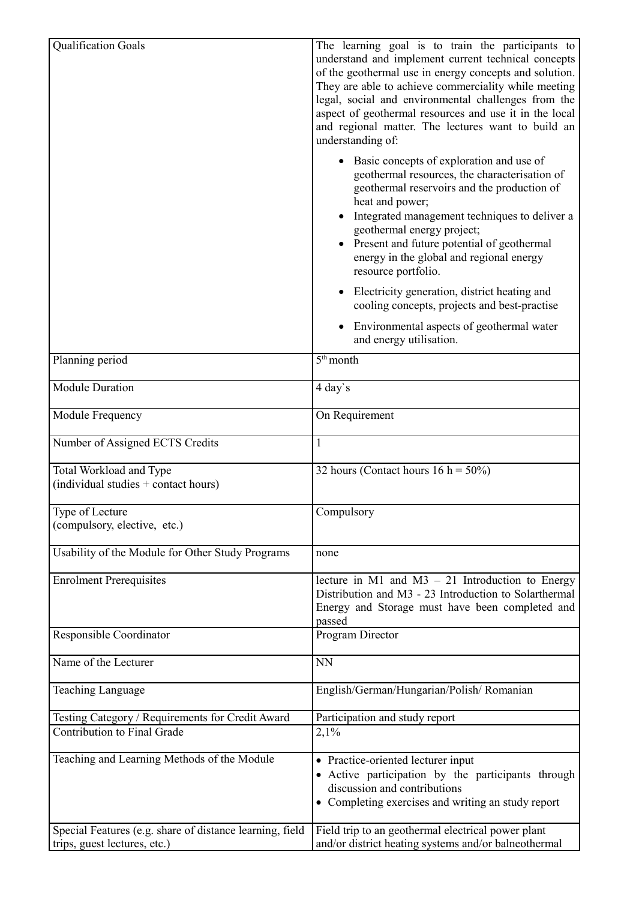| | |
|---|---|
| Qualification Goals | The learning goal is to train the participants to understand and implement current technical concepts of the geothermal use in energy concepts and solution. They are able to achieve commerciality while meeting legal, social and environmental challenges from the aspect of geothermal resources and use it in the local and regional matter. The lectures want to build an understanding of:<br>• Basic concepts of exploration and use of geothermal resources, the characterisation of geothermal reservoirs and the production of heat and power;<br>• Integrated management techniques to deliver a geothermal energy project;<br>• Present and future potential of geothermal energy in the global and regional energy resource portfolio.<br>• Electricity generation, district heating and cooling concepts, projects and best-practise<br>• Environmental aspects of geothermal water and energy utilisation. |
| Planning period | 5th month |
| Module Duration | 4 day`s |
| Module Frequency | On Requirement |
| Number of Assigned ECTS Credits | 1 |
| Total Workload and Type (individual studies + contact hours) | 32 hours (Contact hours 16 h = 50%) |
| Type of Lecture (compulsory, elective, etc.) | Compulsory |
| Usability of the Module for Other Study Programs | none |
| Enrolment Prerequisites | lecture in M1 and M3 – 21 Introduction to Energy Distribution and M3 - 23 Introduction to Solarthermal Energy and Storage must have been completed and passed |
| Responsible Coordinator | Program Director |
| Name of the Lecturer | NN |
| Teaching Language | English/German/Hungarian/Polish/ Romanian |
| Testing Category / Requirements for Credit Award | Participation and study report |
| Contribution to Final Grade | 2,1% |
| Teaching and Learning Methods of the Module | • Practice-oriented lecturer input<br>• Active participation by the participants through discussion and contributions<br>• Completing exercises and writing an study report |
| Special Features (e.g. share of distance learning, field trips, guest lectures, etc.) | Field trip to an geothermal electrical power plant and/or district heating systems and/or balneothermal |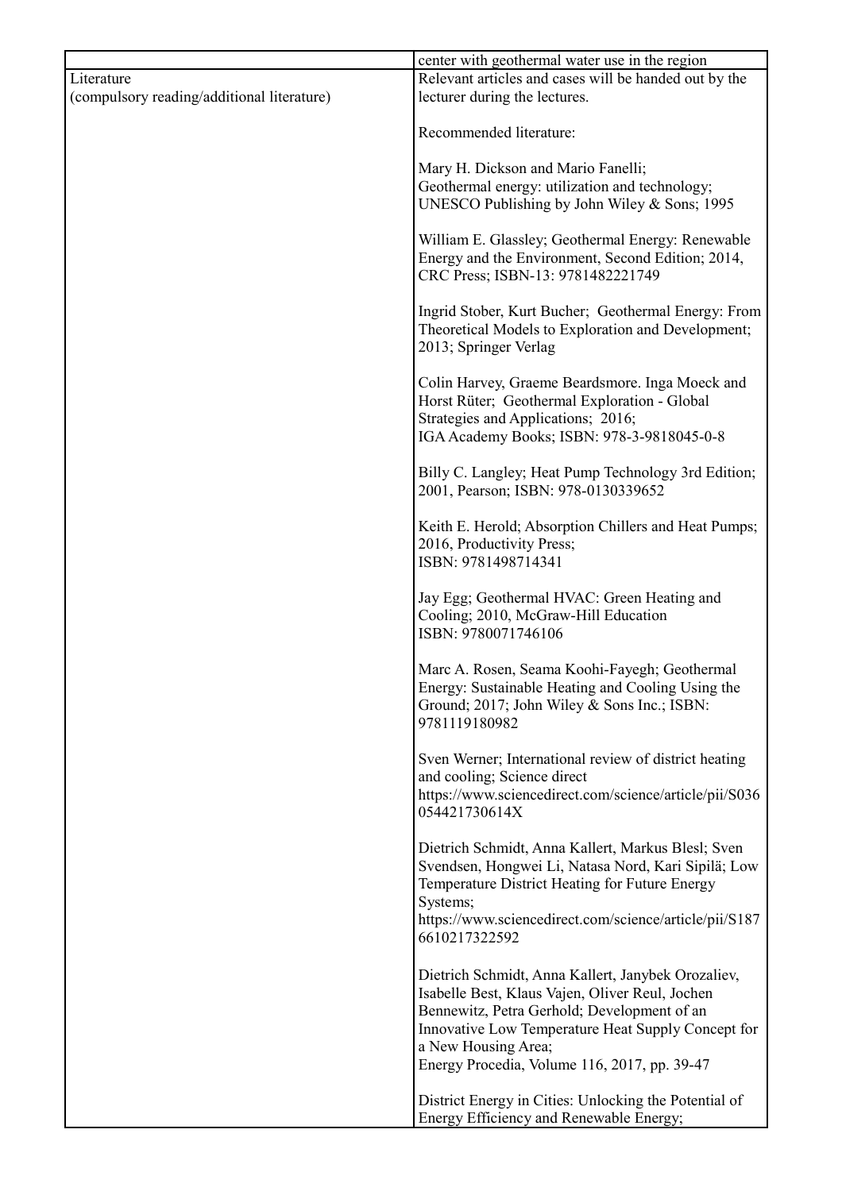| | |
|---|---|
| | center with geothermal water use in the region |
| Literature<br>(compulsory reading/additional literature) | Relevant articles and cases will be handed out by the lecturer during the lectures.<br><br>Recommended literature:<br><br>Mary H. Dickson and Mario Fanelli;<br>Geothermal energy: utilization and technology;<br>UNESCO Publishing by John Wiley & Sons; 1995<br><br>William E. Glassley; Geothermal Energy: Renewable Energy and the Environment, Second Edition; 2014, CRC Press; ISBN-13: 9781482221749<br><br>Ingrid Stober, Kurt Bucher; Geothermal Energy: From Theoretical Models to Exploration and Development; 2013; Springer Verlag<br><br>Colin Harvey, Graeme Beardsmore. Inga Moeck and Horst Rüter; Geothermal Exploration - Global Strategies and Applications; 2016;<br>IGA Academy Books; ISBN: 978-3-9818045-0-8<br><br>Billy C. Langley; Heat Pump Technology 3rd Edition; 2001, Pearson; ISBN: 978-0130339652<br><br>Keith E. Herold; Absorption Chillers and Heat Pumps; 2016, Productivity Press;<br>ISBN: 9781498714341<br><br>Jay Egg; Geothermal HVAC: Green Heating and Cooling; 2010, McGraw-Hill Education<br>ISBN: 9780071746106<br><br>Marc A. Rosen, Seama Koohi-Fayegh; Geothermal Energy: Sustainable Heating and Cooling Using the Ground; 2017; John Wiley & Sons Inc.; ISBN: 9781119180982<br><br>Sven Werner; International review of district heating and cooling; Science direct<br>https://www.sciencedirect.com/science/article/pii/S036054421730614X<br><br>Dietrich Schmidt, Anna Kallert, Markus Blesl; Sven Svendsen, Hongwei Li, Natasa Nord, Kari Sipilä; Low Temperature District Heating for Future Energy Systems;<br>https://www.sciencedirect.com/science/article/pii/S1876610217322592<br><br>Dietrich Schmidt, Anna Kallert, Janybek Orozaliev, Isabelle Best, Klaus Vajen, Oliver Reul, Jochen Bennewitz, Petra Gerhold; Development of an Innovative Low Temperature Heat Supply Concept for a New Housing Area;<br>Energy Procedia, Volume 116, 2017, pp. 39-47<br><br>District Energy in Cities: Unlocking the Potential of Energy Efficiency and Renewable Energy; |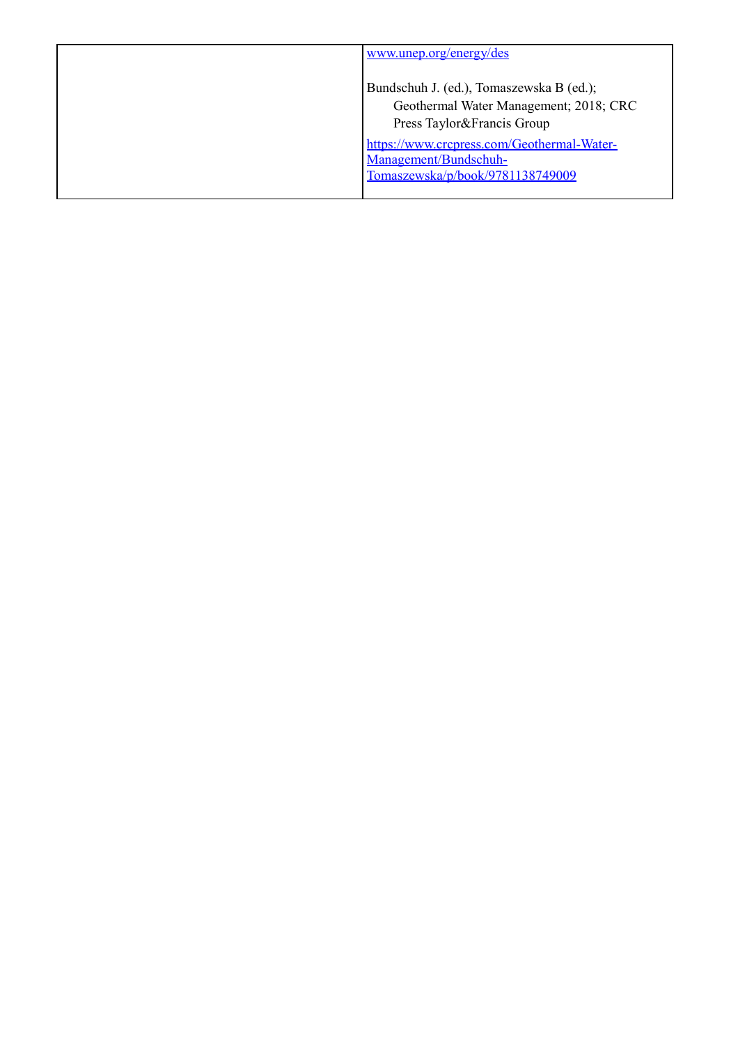|  |  |
| --- | --- |
|  | www.unep.org/energy/des<br><br>Bundschuh J. (ed.), Tomaszewska B (ed.); Geothermal Water Management; 2018; CRC Press Taylor&Francis Group<br><br>https://www.crcpress.com/Geothermal-Water-Management/Bundschuh-Tomaszewska/p/book/9781138749009 |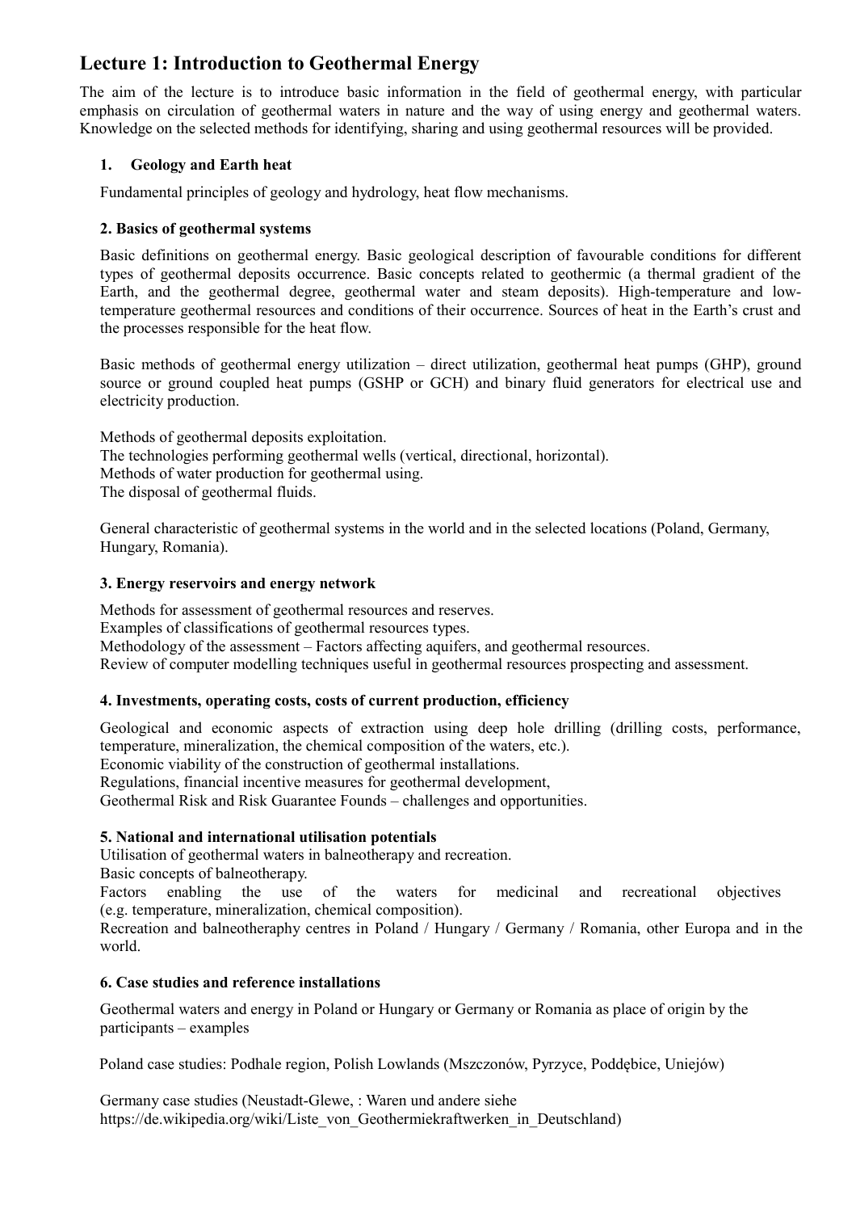## Lecture 1: Introduction to Geothermal Energy

The aim of the lecture is to introduce basic information in the field of geothermal energy, with particular emphasis on circulation of geothermal waters in nature and the way of using energy and geothermal waters. Knowledge on the selected methods for identifying, sharing and using geothermal resources will be provided.

### 1. Geology and Earth heat

Fundamental principles of geology and hydrology, heat flow mechanisms.

### 2. Basics of geothermal systems

Basic definitions on geothermal energy. Basic geological description of favourable conditions for different types of geothermal deposits occurrence. Basic concepts related to geothermic (a thermal gradient of the Earth, and the geothermal degree, geothermal water and steam deposits). High-temperature and low-temperature geothermal resources and conditions of their occurrence. Sources of heat in the Earth's crust and the processes responsible for the heat flow.

Basic methods of geothermal energy utilization – direct utilization, geothermal heat pumps (GHP), ground source or ground coupled heat pumps (GSHP or GCH) and binary fluid generators for electrical use and electricity production.

Methods of geothermal deposits exploitation.
The technologies performing geothermal wells (vertical, directional, horizontal).
Methods of water production for geothermal using.
The disposal of geothermal fluids.

General characteristic of geothermal systems in the world and in the selected locations (Poland, Germany, Hungary, Romania).

### 3. Energy reservoirs and energy network

Methods for assessment of geothermal resources and reserves.
Examples of classifications of geothermal resources types.
Methodology of the assessment – Factors affecting aquifers, and geothermal resources.
Review of computer modelling techniques useful in geothermal resources prospecting and assessment.

### 4. Investments, operating costs, costs of current production, efficiency

Geological and economic aspects of extraction using deep hole drilling (drilling costs, performance, temperature, mineralization, the chemical composition of the waters, etc.).
Economic viability of the construction of geothermal installations.
Regulations, financial incentive measures for geothermal development,
Geothermal Risk and Risk Guarantee Founds – challenges and opportunities.

### 5. National and international utilisation potentials

Utilisation of geothermal waters in balneotherapy and recreation.
Basic concepts of balneotherapy.
Factors enabling the use of the waters for medicinal and recreational objectives (e.g. temperature, mineralization, chemical composition).
Recreation and balneotheraphy centres in Poland / Hungary / Germany / Romania, other Europa and in the world.

### 6. Case studies and reference installations

Geothermal waters and energy in Poland or Hungary or Germany or Romania as place of origin by the participants – examples

Poland case studies: Podhale region, Polish Lowlands (Mszczonów, Pyrzyce, Poddębice, Uniejów)

Germany case studies (Neustadt-Glewe, : Waren und andere siehe https://de.wikipedia.org/wiki/Liste_von_Geothermiekraftwerken_in_Deutschland)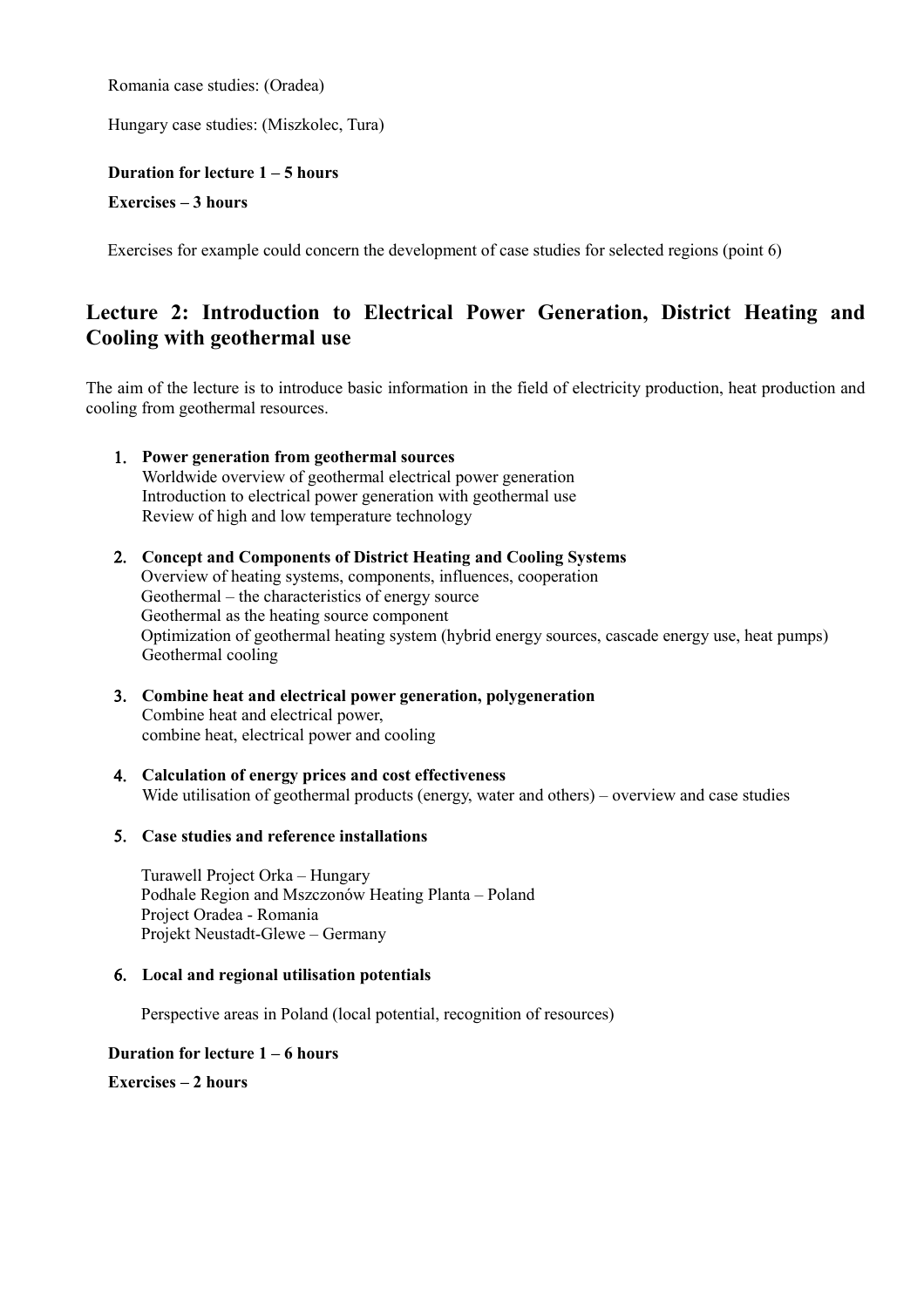Romania case studies: (Oradea)

Hungary case studies: (Miszkolec, Tura)

**Duration for lecture 1 – 5 hours**

**Exercises – 3 hours**

Exercises for example could concern the development of case studies for selected regions (point 6)

## Lecture 2: Introduction to Electrical Power Generation, District Heating and Cooling with geothermal use

The aim of the lecture is to introduce basic information in the field of electricity production, heat production and cooling from geothermal resources.

1. **Power generation from geothermal sources**
   Worldwide overview of geothermal electrical power generation
   Introduction to electrical power generation with geothermal use
   Review of high and low temperature technology

2. **Concept and Components of District Heating and Cooling Systems**
   Overview of heating systems, components, influences, cooperation
   Geothermal – the characteristics of energy source
   Geothermal as the heating source component
   Optimization of geothermal heating system (hybrid energy sources, cascade energy use, heat pumps)
   Geothermal cooling

3. **Combine heat and electrical power generation, polygeneration**
   Combine heat and electrical power,
   combine heat, electrical power and cooling

4. **Calculation of energy prices and cost effectiveness**
   Wide utilisation of geothermal products (energy, water and others) – overview and case studies

5. **Case studies and reference installations**

   Turawell Project Orka – Hungary
   Podhale Region and Mszczonów Heating Planta – Poland
   Project Oradea - Romania
   Projekt Neustadt-Glewe – Germany

6. **Local and regional utilisation potentials**

   Perspective areas in Poland (local potential, recognition of resources)

**Duration for lecture 1 – 6 hours**

**Exercises – 2 hours**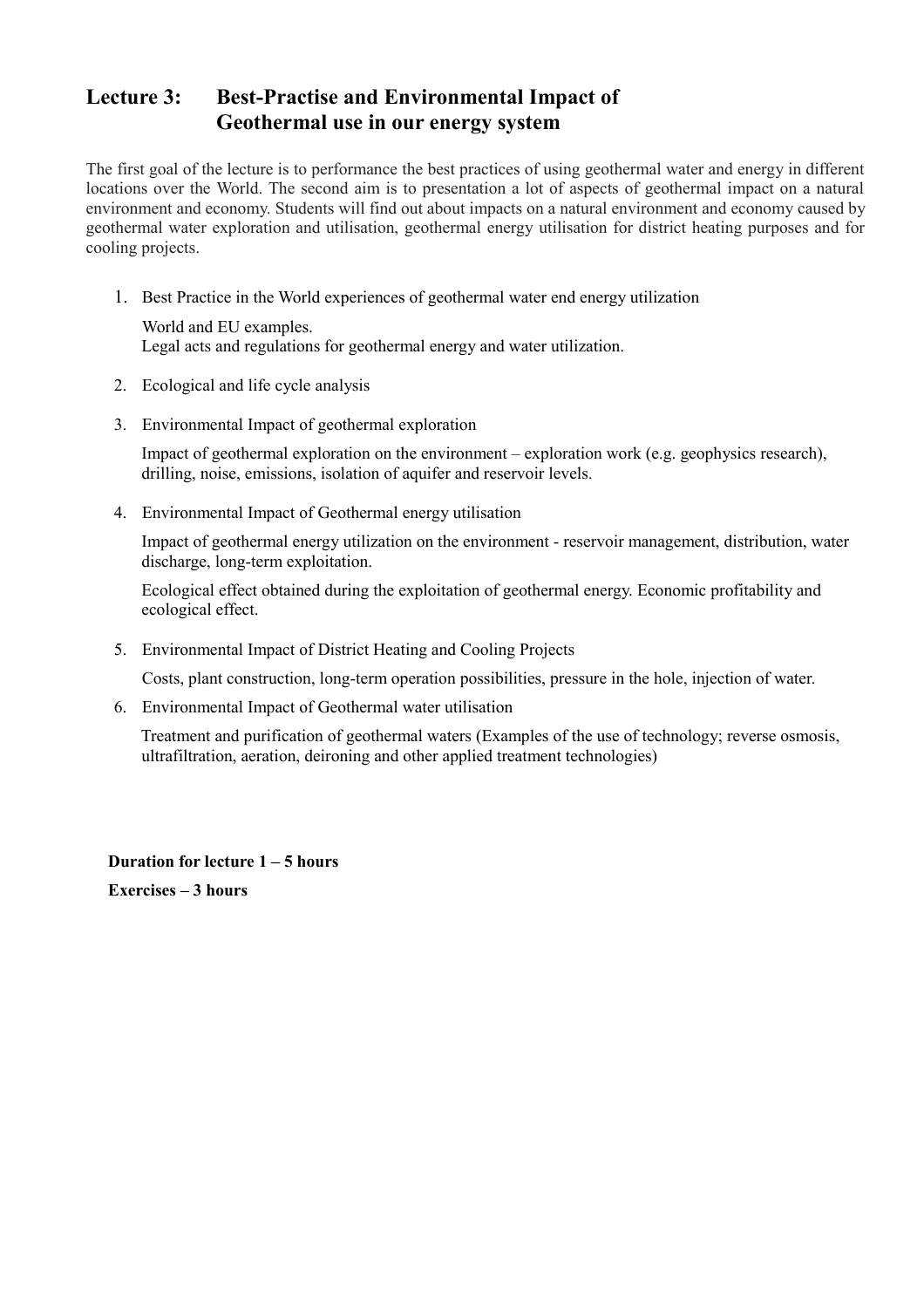## Lecture 3: Best-Practise and Environmental Impact of Geothermal use in our energy system

The first goal of the lecture is to performance the best practices of using geothermal water and energy in different locations over the World. The second aim is to presentation a lot of aspects of geothermal impact on a natural environment and economy. Students will find out about impacts on a natural environment and economy caused by geothermal water exploration and utilisation, geothermal energy utilisation for district heating purposes and for cooling projects.

1. Best Practice in the World experiences of geothermal water end energy utilization

   World and EU examples.
   Legal acts and regulations for geothermal energy and water utilization.

2. Ecological and life cycle analysis

3. Environmental Impact of geothermal exploration

   Impact of geothermal exploration on the environment – exploration work (e.g. geophysics research), drilling, noise, emissions, isolation of aquifer and reservoir levels.

4. Environmental Impact of Geothermal energy utilisation

   Impact of geothermal energy utilization on the environment - reservoir management, distribution, water discharge, long-term exploitation.

   Ecological effect obtained during the exploitation of geothermal energy. Economic profitability and ecological effect.

5. Environmental Impact of District Heating and Cooling Projects

   Costs, plant construction, long-term operation possibilities, pressure in the hole, injection of water.

6. Environmental Impact of Geothermal water utilisation

   Treatment and purification of geothermal waters (Examples of the use of technology; reverse osmosis, ultrafiltration, aeration, deironing and other applied treatment technologies)

**Duration for lecture 1 – 5 hours**

**Exercises – 3 hours**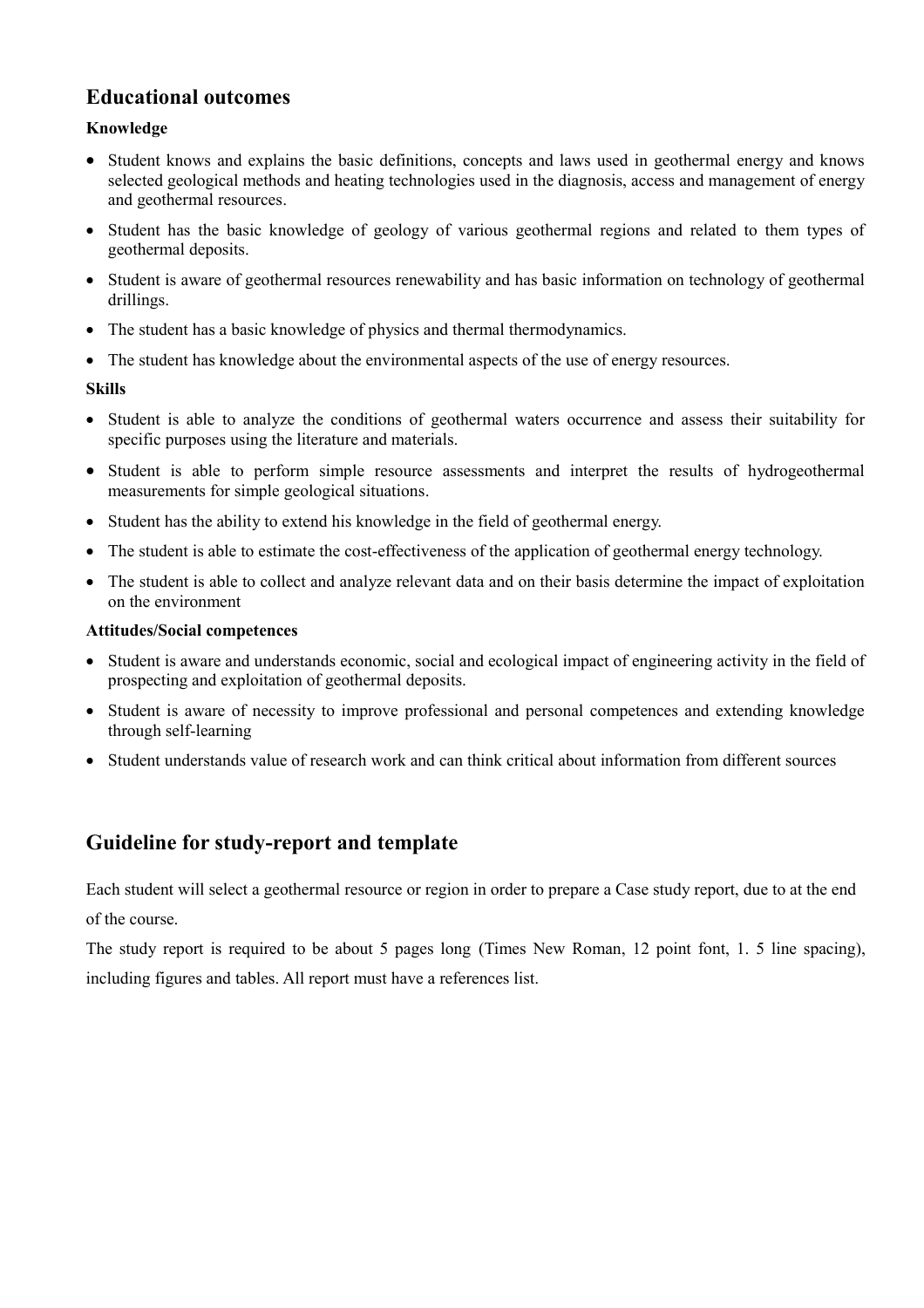## Educational outcomes

### Knowledge

- Student knows and explains the basic definitions, concepts and laws used in geothermal energy and knows selected geological methods and heating technologies used in the diagnosis, access and management of energy and geothermal resources.
- Student has the basic knowledge of geology of various geothermal regions and related to them types of geothermal deposits.
- Student is aware of geothermal resources renewability and has basic information on technology of geothermal drillings.
- The student has a basic knowledge of physics and thermal thermodynamics.
- The student has knowledge about the environmental aspects of the use of energy resources.

### Skills

- Student is able to analyze the conditions of geothermal waters occurrence and assess their suitability for specific purposes using the literature and materials.
- Student is able to perform simple resource assessments and interpret the results of hydrogeothermal measurements for simple geological situations.
- Student has the ability to extend his knowledge in the field of geothermal energy.
- The student is able to estimate the cost-effectiveness of the application of geothermal energy technology.
- The student is able to collect and analyze relevant data and on their basis determine the impact of exploitation on the environment

### Attitudes/Social competences

- Student is aware and understands economic, social and ecological impact of engineering activity in the field of prospecting and exploitation of geothermal deposits.
- Student is aware of necessity to improve professional and personal competences and extending knowledge through self-learning
- Student understands value of research work and can think critical about information from different sources

## Guideline for study-report and template

Each student will select a geothermal resource or region in order to prepare a Case study report, due to at the end of the course.

The study report is required to be about 5 pages long (Times New Roman, 12 point font, 1. 5 line spacing), including figures and tables. All report must have a references list.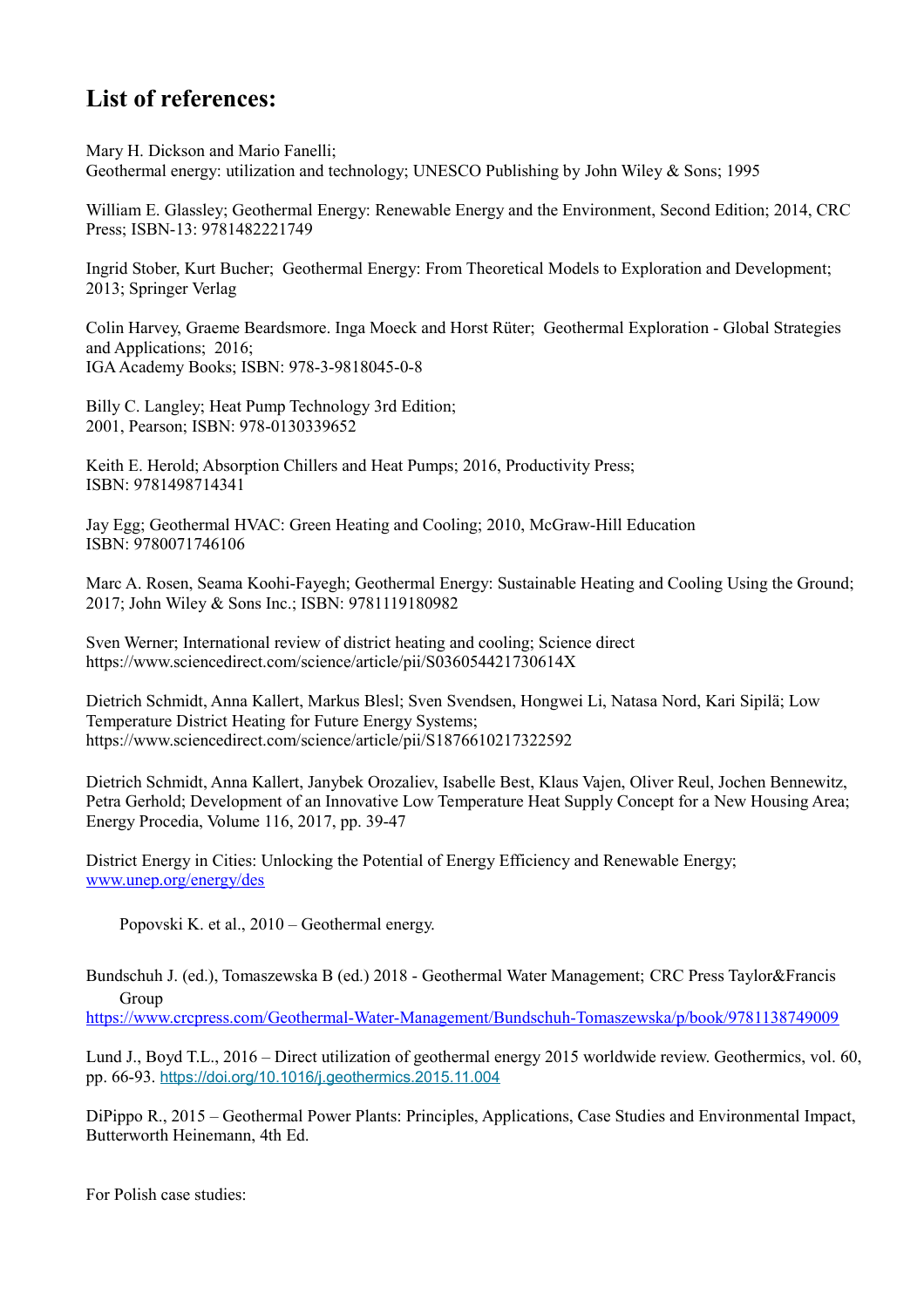## List of references:

Mary H. Dickson and Mario Fanelli;
Geothermal energy: utilization and technology; UNESCO Publishing by John Wiley & Sons; 1995

William E. Glassley; Geothermal Energy: Renewable Energy and the Environment, Second Edition; 2014, CRC Press; ISBN-13: 9781482221749

Ingrid Stober, Kurt Bucher; Geothermal Energy: From Theoretical Models to Exploration and Development; 2013; Springer Verlag

Colin Harvey, Graeme Beardsmore. Inga Moeck and Horst Rüter; Geothermal Exploration - Global Strategies and Applications; 2016;
IGA Academy Books; ISBN: 978-3-9818045-0-8

Billy C. Langley; Heat Pump Technology 3rd Edition;
2001, Pearson; ISBN: 978-0130339652

Keith E. Herold; Absorption Chillers and Heat Pumps; 2016, Productivity Press;
ISBN: 9781498714341

Jay Egg; Geothermal HVAC: Green Heating and Cooling; 2010, McGraw-Hill Education
ISBN: 9780071746106

Marc A. Rosen, Seama Koohi-Fayegh; Geothermal Energy: Sustainable Heating and Cooling Using the Ground; 2017; John Wiley & Sons Inc.; ISBN: 9781119180982

Sven Werner; International review of district heating and cooling; Science direct
https://www.sciencedirect.com/science/article/pii/S036054421730614X

Dietrich Schmidt, Anna Kallert, Markus Blesl; Sven Svendsen, Hongwei Li, Natasa Nord, Kari Sipilä; Low Temperature District Heating for Future Energy Systems;
https://www.sciencedirect.com/science/article/pii/S1876610217322592

Dietrich Schmidt, Anna Kallert, Janybek Orozaliev, Isabelle Best, Klaus Vajen, Oliver Reul, Jochen Bennewitz, Petra Gerhold; Development of an Innovative Low Temperature Heat Supply Concept for a New Housing Area; Energy Procedia, Volume 116, 2017, pp. 39-47

District Energy in Cities: Unlocking the Potential of Energy Efficiency and Renewable Energy;
[www.unep.org/energy/des](www.unep.org/energy/des)

Popovski K. et al., 2010 – Geothermal energy.

Bundschuh J. (ed.), Tomaszewska B (ed.) 2018 - Geothermal Water Management; CRC Press Taylor&Francis Group
[https://www.crcpress.com/Geothermal-Water-Management/Bundschuh-Tomaszewska/p/book/9781138749009](https://www.crcpress.com/Geothermal-Water-Management/Bundschuh-Tomaszewska/p/book/9781138749009)

Lund J., Boyd T.L., 2016 – Direct utilization of geothermal energy 2015 worldwide review. Geothermics, vol. 60, pp. 66-93. [https://doi.org/10.1016/j.geothermics.2015.11.004](https://doi.org/10.1016/j.geothermics.2015.11.004)

DiPippo R., 2015 – Geothermal Power Plants: Principles, Applications, Case Studies and Environmental Impact, Butterworth Heinemann, 4th Ed.

For Polish case studies: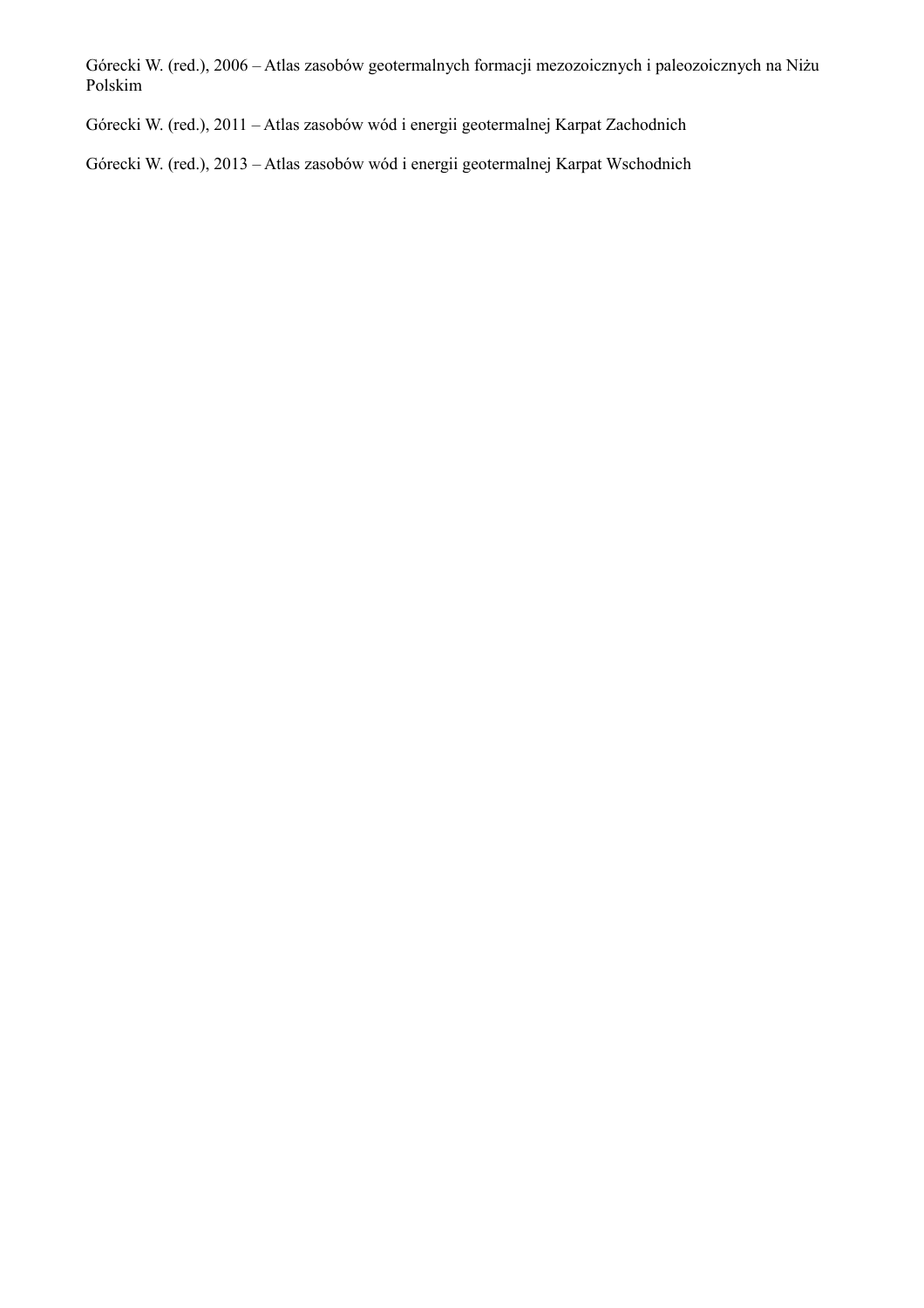Górecki W. (red.), 2006 – Atlas zasobów geotermalnych formacji mezozoicznych i paleozoicznych na Niżu Polskim

Górecki W. (red.), 2011 – Atlas zasobów wód i energii geotermalnej Karpat Zachodnich

Górecki W. (red.), 2013 – Atlas zasobów wód i energii geotermalnej Karpat Wschodnich